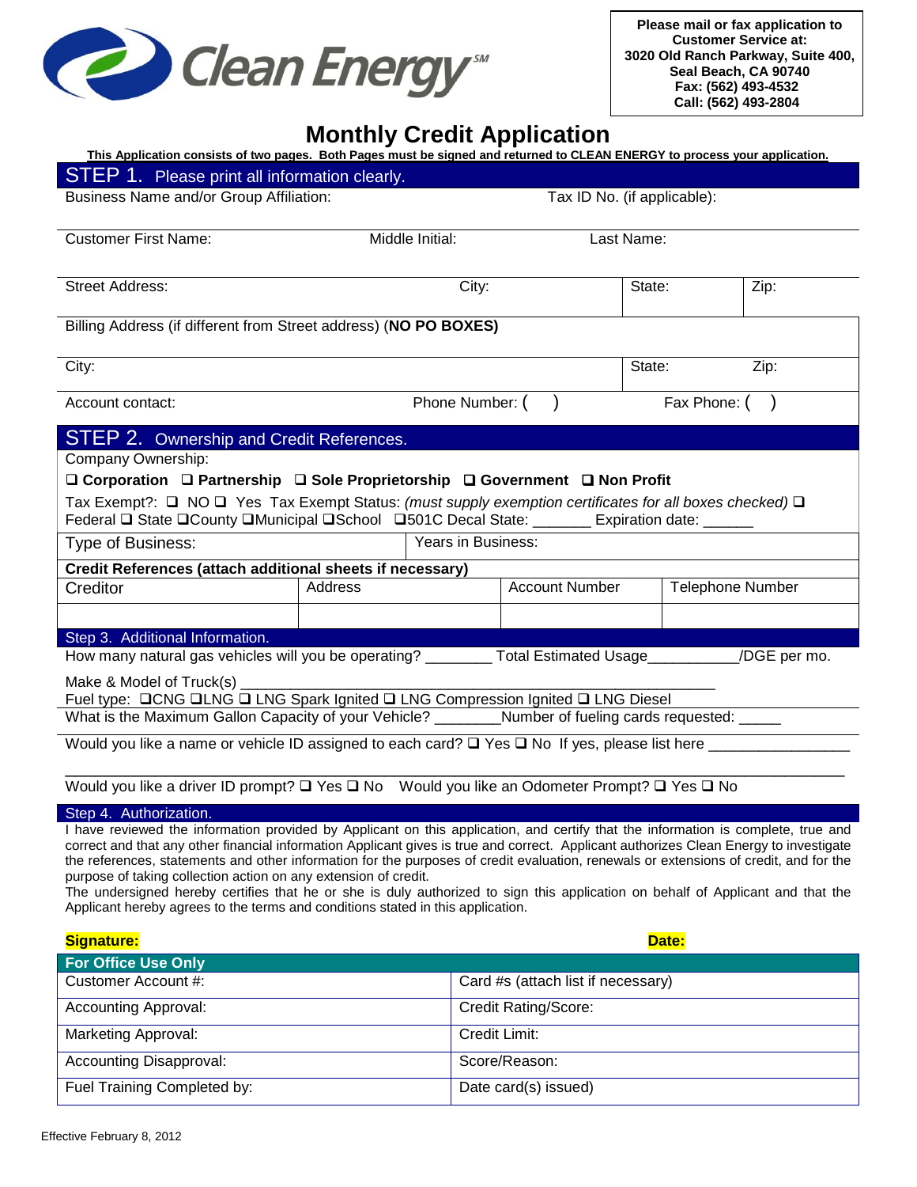Clean Energy℠

**Please mail or fax application to Customer Service at:**
**3020 Old Ranch Parkway, Suite 400,**
**Seal Beach, CA 90740**
**Fax: (562) 493-4532**
**Call: (562) 493-2804**

# Monthly Credit Application

**This Application consists of two pages. Both Pages must be signed and returned to CLEAN ENERGY to process your application.**

## STEP 1. Please print all information clearly.

Business Name and/or Group Affiliation: Tax ID No. (if applicable):

Customer First Name: Middle Initial: Last Name:

Street Address: City: State: Zip:

Billing Address (if different from Street address) (**NO PO BOXES)**

City: State: Zip:

Account contact: Phone Number: ( ) Fax Phone: ( )

## STEP 2. Ownership and Credit References.

Company Ownership:

❑ **Corporation** ❑ **Partnership** ❑ **Sole Proprietorship** ❑ **Government** ❑ **Non Profit**

Tax Exempt?: ❑ NO ❑ Yes Tax Exempt Status: *(must supply exemption certificates for all boxes checked)* ❑ Federal ❑ State ❑County ❑Municipal ❑School ❑501C Decal State: _______ Expiration date: ______

Type of Business: Years in Business:

**Credit References (attach additional sheets if necessary)**

| Creditor | Address | Account Number | Telephone Number |
|---|---|---|---|
| | | | |

## Step 3. Additional Information.

How many natural gas vehicles will you be operating? ________ Total Estimated Usage___________/DGE per mo.

Make & Model of Truck(s) ___________________________________________________________

Fuel type: ❑CNG ❑LNG ❑ LNG Spark Ignited ❑ LNG Compression Ignited ❑ LNG Diesel

What is the Maximum Gallon Capacity of your Vehicle? ________Number of fueling cards requested: _____

Would you like a name or vehicle ID assigned to each card? ❑ Yes ❑ No If yes, please list here ________________

_______________________________________________________________________________________

Would you like a driver ID prompt? ❑ Yes ❑ No Would you like an Odometer Prompt? ❑ Yes ❑ No

## Step 4. Authorization.

I have reviewed the information provided by Applicant on this application, and certify that the information is complete, true and correct and that any other financial information Applicant gives is true and correct. Applicant authorizes Clean Energy to investigate the references, statements and other information for the purposes of credit evaluation, renewals or extensions of credit, and for the purpose of taking collection action on any extension of credit.

The undersigned hereby certifies that he or she is duly authorized to sign this application on behalf of Applicant and that the Applicant hereby agrees to the terms and conditions stated in this application.

**Signature:** **Date:**

| For Office Use Only | |
|---|---|
| Customer Account #: | Card #s (attach list if necessary) |
| Accounting Approval: | Credit Rating/Score: |
| Marketing Approval: | Credit Limit: |
| Accounting Disapproval: | Score/Reason: |
| Fuel Training Completed by: | Date card(s) issued) |

Effective February 8, 2012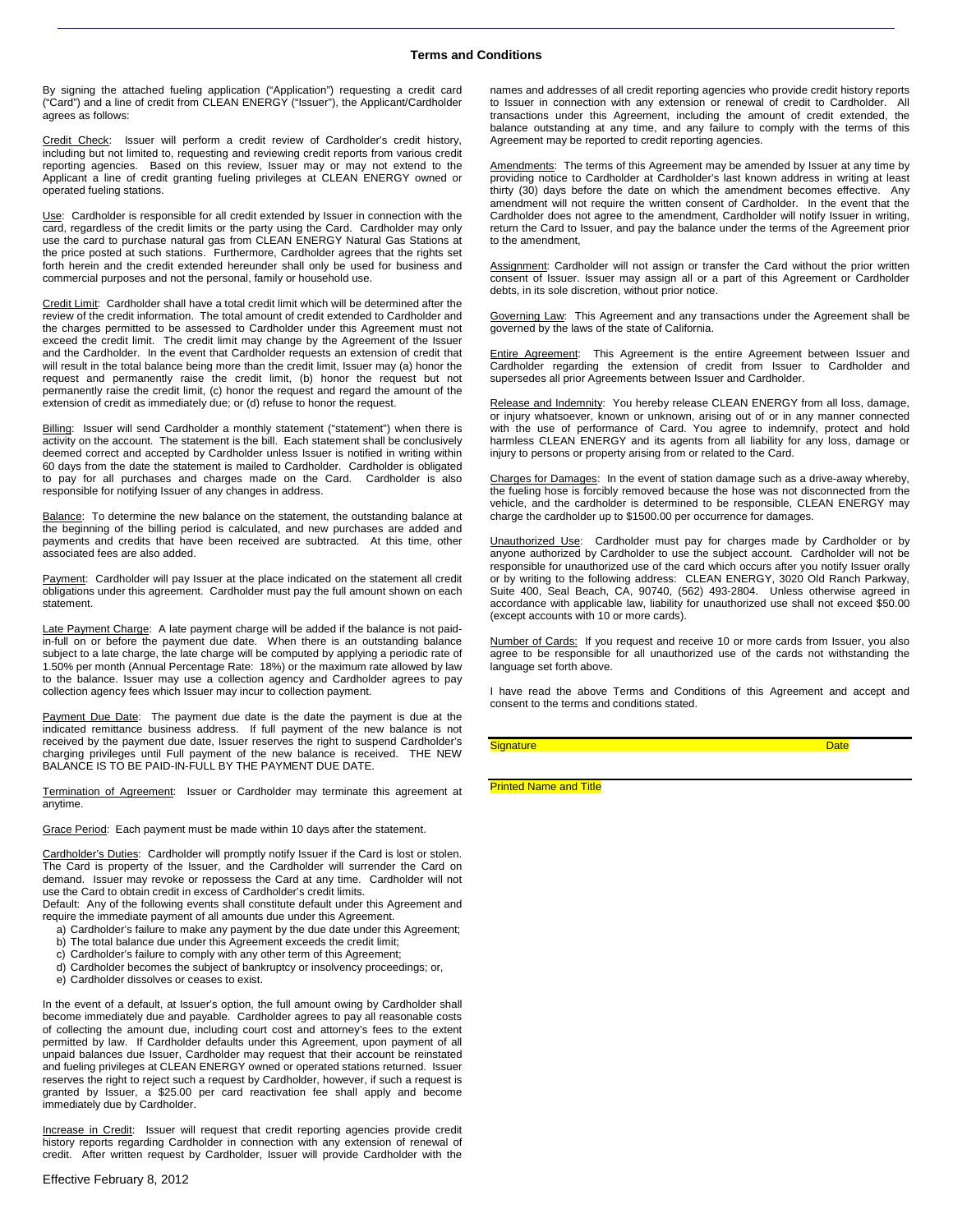## Terms and Conditions

By signing the attached fueling application ("Application") requesting a credit card ("Card") and a line of credit from CLEAN ENERGY ("Issuer"), the Applicant/Cardholder agrees as follows:

Credit Check: Issuer will perform a credit review of Cardholder's credit history, including but not limited to, requesting and reviewing credit reports from various credit reporting agencies. Based on this review, Issuer may or may not extend to the Applicant a line of credit granting fueling privileges at CLEAN ENERGY owned or operated fueling stations.

Use: Cardholder is responsible for all credit extended by Issuer in connection with the card, regardless of the credit limits or the party using the Card. Cardholder may only use the card to purchase natural gas from CLEAN ENERGY Natural Gas Stations at the price posted at such stations. Furthermore, Cardholder agrees that the rights set forth herein and the credit extended hereunder shall only be used for business and commercial purposes and not the personal, family or household use.

Credit Limit: Cardholder shall have a total credit limit which will be determined after the review of the credit information. The total amount of credit extended to Cardholder and the charges permitted to be assessed to Cardholder under this Agreement must not exceed the credit limit. The credit limit may change by the Agreement of the Issuer and the Cardholder. In the event that Cardholder requests an extension of credit that will result in the total balance being more than the credit limit, Issuer may (a) honor the request and permanently raise the credit limit, (b) honor the request but not permanently raise the credit limit, (c) honor the request and regard the amount of the extension of credit as immediately due; or (d) refuse to honor the request.

Billing: Issuer will send Cardholder a monthly statement ("statement") when there is activity on the account. The statement is the bill. Each statement shall be conclusively deemed correct and accepted by Cardholder unless Issuer is notified in writing within 60 days from the date the statement is mailed to Cardholder. Cardholder is obligated to pay for all purchases and charges made on the Card. Cardholder is also responsible for notifying Issuer of any changes in address.

Balance: To determine the new balance on the statement, the outstanding balance at the beginning of the billing period is calculated, and new purchases are added and payments and credits that have been received are subtracted. At this time, other associated fees are also added.

Payment: Cardholder will pay Issuer at the place indicated on the statement all credit obligations under this agreement. Cardholder must pay the full amount shown on each statement.

Late Payment Charge: A late payment charge will be added if the balance is not paid-in-full on or before the payment due date. When there is an outstanding balance subject to a late charge, the late charge will be computed by applying a periodic rate of 1.50% per month (Annual Percentage Rate: 18%) or the maximum rate allowed by law to the balance. Issuer may use a collection agency and Cardholder agrees to pay collection agency fees which Issuer may incur to collection payment.

Payment Due Date: The payment due date is the date the payment is due at the indicated remittance business address. If full payment of the new balance is not received by the payment due date, Issuer reserves the right to suspend Cardholder's charging privileges until Full payment of the new balance is received. THE NEW BALANCE IS TO BE PAID-IN-FULL BY THE PAYMENT DUE DATE.

Termination of Agreement: Issuer or Cardholder may terminate this agreement at anytime.

Grace Period: Each payment must be made within 10 days after the statement.

Cardholder's Duties: Cardholder will promptly notify Issuer if the Card is lost or stolen. The Card is property of the Issuer, and the Cardholder will surrender the Card on demand. Issuer may revoke or repossess the Card at any time. Cardholder will not use the Card to obtain credit in excess of Cardholder's credit limits.

Default: Any of the following events shall constitute default under this Agreement and require the immediate payment of all amounts due under this Agreement.

a) Cardholder's failure to make any payment by the due date under this Agreement;
b) The total balance due under this Agreement exceeds the credit limit;
c) Cardholder's failure to comply with any other term of this Agreement;
d) Cardholder becomes the subject of bankruptcy or insolvency proceedings; or,
e) Cardholder dissolves or ceases to exist.

In the event of a default, at Issuer's option, the full amount owing by Cardholder shall become immediately due and payable. Cardholder agrees to pay all reasonable costs of collecting the amount due, including court cost and attorney's fees to the extent permitted by law. If Cardholder defaults under this Agreement, upon payment of all unpaid balances due Issuer, Cardholder may request that their account be reinstated and fueling privileges at CLEAN ENERGY owned or operated stations returned. Issuer reserves the right to reject such a request by Cardholder, however, if such a request is granted by Issuer, a $25.00 per card reactivation fee shall apply and become immediately due by Cardholder.

Increase in Credit: Issuer will request that credit reporting agencies provide credit history reports regarding Cardholder in connection with any extension of renewal of credit. After written request by Cardholder, Issuer will provide Cardholder with the names and addresses of all credit reporting agencies who provide credit history reports to Issuer in connection with any extension or renewal of credit to Cardholder. All transactions under this Agreement, including the amount of credit extended, the balance outstanding at any time, and any failure to comply with the terms of this Agreement may be reported to credit reporting agencies.

Amendments: The terms of this Agreement may be amended by Issuer at any time by providing notice to Cardholder at Cardholder's last known address in writing at least thirty (30) days before the date on which the amendment becomes effective. Any amendment will not require the written consent of Cardholder. In the event that the Cardholder does not agree to the amendment, Cardholder will notify Issuer in writing, return the Card to Issuer, and pay the balance under the terms of the Agreement prior to the amendment,

Assignment: Cardholder will not assign or transfer the Card without the prior written consent of Issuer. Issuer may assign all or a part of this Agreement or Cardholder debts, in its sole discretion, without prior notice.

Governing Law: This Agreement and any transactions under the Agreement shall be governed by the laws of the state of California.

Entire Agreement: This Agreement is the entire Agreement between Issuer and Cardholder regarding the extension of credit from Issuer to Cardholder and supersedes all prior Agreements between Issuer and Cardholder.

Release and Indemnity: You hereby release CLEAN ENERGY from all loss, damage, or injury whatsoever, known or unknown, arising out of or in any manner connected with the use of performance of Card. You agree to indemnify, protect and hold harmless CLEAN ENERGY and its agents from all liability for any loss, damage or injury to persons or property arising from or related to the Card.

Charges for Damages: In the event of station damage such as a drive-away whereby, the fueling hose is forcibly removed because the hose was not disconnected from the vehicle, and the cardholder is determined to be responsible, CLEAN ENERGY may charge the cardholder up to $1500.00 per occurrence for damages.

Unauthorized Use: Cardholder must pay for charges made by Cardholder or by anyone authorized by Cardholder to use the subject account. Cardholder will not be responsible for unauthorized use of the card which occurs after you notify Issuer orally or by writing to the following address: CLEAN ENERGY, 3020 Old Ranch Parkway, Suite 400, Seal Beach, CA, 90740, (562) 493-2804. Unless otherwise agreed in accordance with applicable law, liability for unauthorized use shall not exceed $50.00 (except accounts with 10 or more cards).

Number of Cards: If you request and receive 10 or more cards from Issuer, you also agree to be responsible for all unauthorized use of the cards not withstanding the language set forth above.

I have read the above Terms and Conditions of this Agreement and accept and consent to the terms and conditions stated.

Signature Date

Printed Name and Title

Effective February 8, 2012